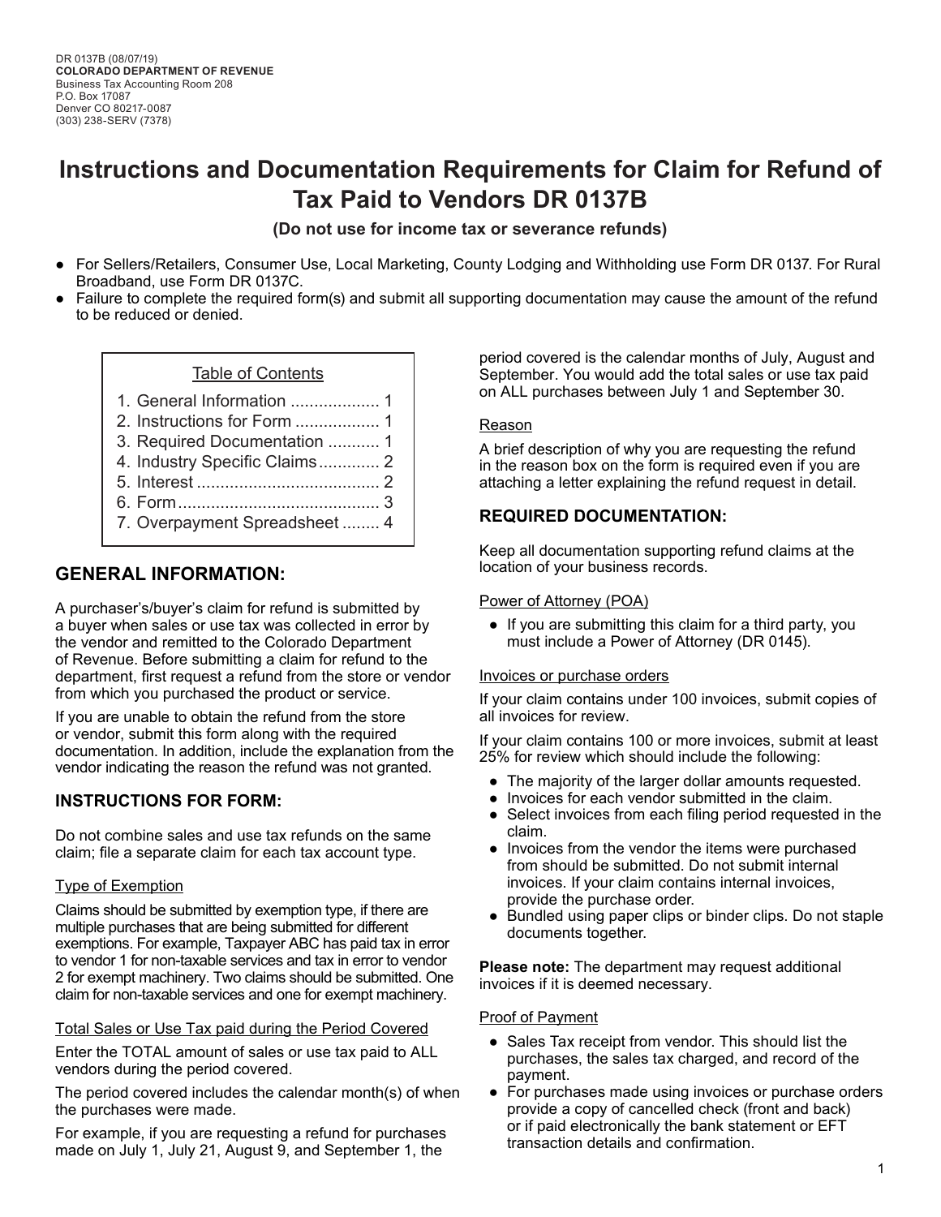DR 0137B (08/07/19)
**COLORADO DEPARTMENT OF REVENUE**
Business Tax Accounting Room 208
P.O. Box 17087
Denver CO 80217-0087
(303) 238-SERV (7378)

# Instructions and Documentation Requirements for Claim for Refund of Tax Paid to Vendors DR 0137B

**(Do not use for income tax or severance refunds)**

- For Sellers/Retailers, Consumer Use, Local Marketing, County Lodging and Withholding use Form DR 0137. For Rural Broadband, use Form DR 0137C.
- Failure to complete the required form(s) and submit all supporting documentation may cause the amount of the refund to be reduced or denied.

Table of Contents

1. General Information ................... 1
2. Instructions for Form .................. 1
3. Required Documentation ........... 1
4. Industry Specific Claims............. 2
5. Interest ....................................... 2
6. Form........................................... 3
7. Overpayment Spreadsheet ........ 4

## GENERAL INFORMATION:

A purchaser's/buyer's claim for refund is submitted by a buyer when sales or use tax was collected in error by the vendor and remitted to the Colorado Department of Revenue. Before submitting a claim for refund to the department, first request a refund from the store or vendor from which you purchased the product or service.

If you are unable to obtain the refund from the store or vendor, submit this form along with the required documentation. In addition, include the explanation from the vendor indicating the reason the refund was not granted.

## INSTRUCTIONS FOR FORM:

Do not combine sales and use tax refunds on the same claim; file a separate claim for each tax account type.

### Type of Exemption

Claims should be submitted by exemption type, if there are multiple purchases that are being submitted for different exemptions. For example, Taxpayer ABC has paid tax in error to vendor 1 for non-taxable services and tax in error to vendor 2 for exempt machinery. Two claims should be submitted. One claim for non-taxable services and one for exempt machinery.

### Total Sales or Use Tax paid during the Period Covered

Enter the TOTAL amount of sales or use tax paid to ALL vendors during the period covered.

The period covered includes the calendar month(s) of when the purchases were made.

For example, if you are requesting a refund for purchases made on July 1, July 21, August 9, and September 1, the period covered is the calendar months of July, August and September. You would add the total sales or use tax paid on ALL purchases between July 1 and September 30.

### Reason

A brief description of why you are requesting the refund in the reason box on the form is required even if you are attaching a letter explaining the refund request in detail.

## REQUIRED DOCUMENTATION:

Keep all documentation supporting refund claims at the location of your business records.

### Power of Attorney (POA)

- If you are submitting this claim for a third party, you must include a Power of Attorney (DR 0145).

### Invoices or purchase orders

If your claim contains under 100 invoices, submit copies of all invoices for review.

If your claim contains 100 or more invoices, submit at least 25% for review which should include the following:

- The majority of the larger dollar amounts requested.
- Invoices for each vendor submitted in the claim.
- Select invoices from each filing period requested in the claim.
- Invoices from the vendor the items were purchased from should be submitted. Do not submit internal invoices. If your claim contains internal invoices, provide the purchase order.
- Bundled using paper clips or binder clips. Do not staple documents together.

**Please note:** The department may request additional invoices if it is deemed necessary.

### Proof of Payment

- Sales Tax receipt from vendor. This should list the purchases, the sales tax charged, and record of the payment.
- For purchases made using invoices or purchase orders provide a copy of cancelled check (front and back) or if paid electronically the bank statement or EFT transaction details and confirmation.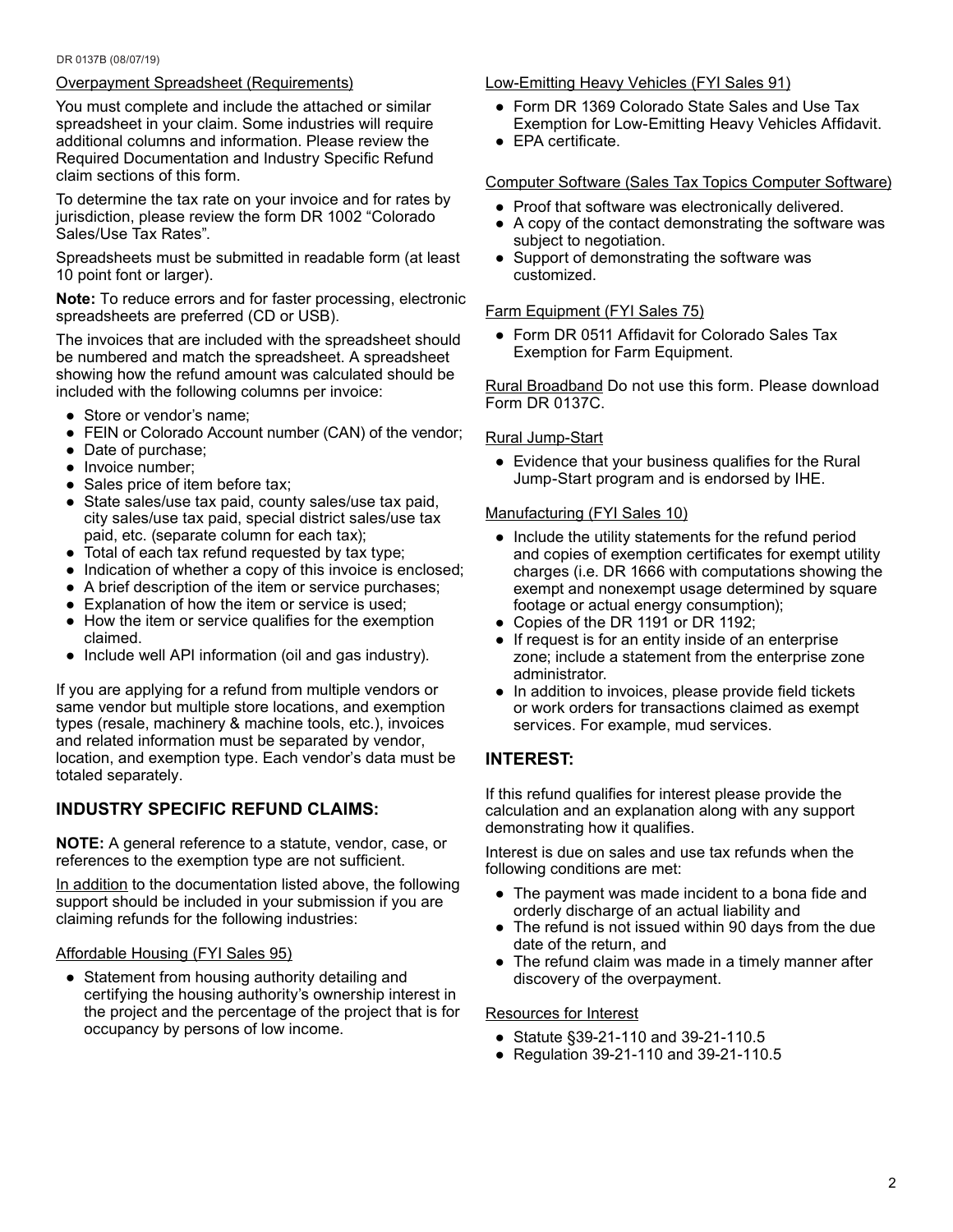Overpayment Spreadsheet (Requirements)

You must complete and include the attached or similar spreadsheet in your claim. Some industries will require additional columns and information. Please review the Required Documentation and Industry Specific Refund claim sections of this form.

To determine the tax rate on your invoice and for rates by jurisdiction, please review the form DR 1002 "Colorado Sales/Use Tax Rates".

Spreadsheets must be submitted in readable form (at least 10 point font or larger).

**Note:** To reduce errors and for faster processing, electronic spreadsheets are preferred (CD or USB).

The invoices that are included with the spreadsheet should be numbered and match the spreadsheet. A spreadsheet showing how the refund amount was calculated should be included with the following columns per invoice:

- Store or vendor's name;
- FEIN or Colorado Account number (CAN) of the vendor;
- Date of purchase;
- Invoice number;
- Sales price of item before tax;
- State sales/use tax paid, county sales/use tax paid, city sales/use tax paid, special district sales/use tax paid, etc. (separate column for each tax);
- Total of each tax refund requested by tax type;
- Indication of whether a copy of this invoice is enclosed;
- A brief description of the item or service purchases;
- Explanation of how the item or service is used;
- How the item or service qualifies for the exemption claimed.
- Include well API information (oil and gas industry).

If you are applying for a refund from multiple vendors or same vendor but multiple store locations, and exemption types (resale, machinery & machine tools, etc.), invoices and related information must be separated by vendor, location, and exemption type. Each vendor's data must be totaled separately.

## INDUSTRY SPECIFIC REFUND CLAIMS:

**NOTE:** A general reference to a statute, vendor, case, or references to the exemption type are not sufficient.

In addition to the documentation listed above, the following support should be included in your submission if you are claiming refunds for the following industries:

Affordable Housing (FYI Sales 95)

- Statement from housing authority detailing and certifying the housing authority's ownership interest in the project and the percentage of the project that is for occupancy by persons of low income.

Low-Emitting Heavy Vehicles (FYI Sales 91)

- Form DR 1369 Colorado State Sales and Use Tax Exemption for Low-Emitting Heavy Vehicles Affidavit.
- EPA certificate.

Computer Software (Sales Tax Topics Computer Software)

- Proof that software was electronically delivered.
- A copy of the contact demonstrating the software was subject to negotiation.
- Support of demonstrating the software was customized.

Farm Equipment (FYI Sales 75)

- Form DR 0511 Affidavit for Colorado Sales Tax Exemption for Farm Equipment.

Rural Broadband Do not use this form. Please download Form DR 0137C.

Rural Jump-Start

- Evidence that your business qualifies for the Rural Jump-Start program and is endorsed by IHE.

Manufacturing (FYI Sales 10)

- Include the utility statements for the refund period and copies of exemption certificates for exempt utility charges (i.e. DR 1666 with computations showing the exempt and nonexempt usage determined by square footage or actual energy consumption);
- Copies of the DR 1191 or DR 1192;
- If request is for an entity inside of an enterprise zone; include a statement from the enterprise zone administrator.
- In addition to invoices, please provide field tickets or work orders for transactions claimed as exempt services. For example, mud services.

## INTEREST:

If this refund qualifies for interest please provide the calculation and an explanation along with any support demonstrating how it qualifies.

Interest is due on sales and use tax refunds when the following conditions are met:

- The payment was made incident to a bona fide and orderly discharge of an actual liability and
- The refund is not issued within 90 days from the due date of the return, and
- The refund claim was made in a timely manner after discovery of the overpayment.

Resources for Interest

- Statute §39-21-110 and 39-21-110.5
- Regulation 39-21-110 and 39-21-110.5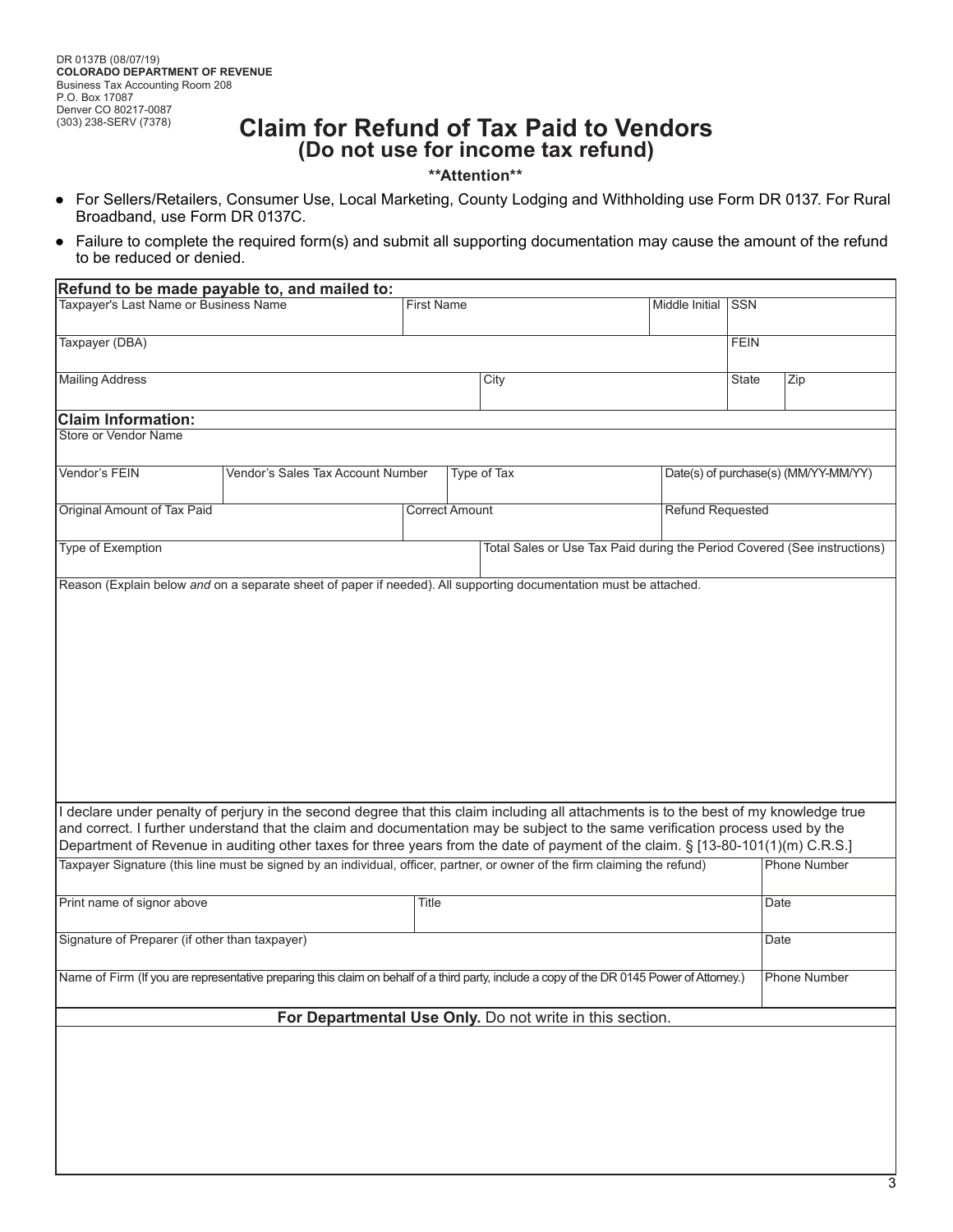DR 0137B (08/07/19)
**COLORADO DEPARTMENT OF REVENUE**
Business Tax Accounting Room 208
P.O. Box 17087
Denver CO 80217-0087
(303) 238-SERV (7378)

# Claim for Refund of Tax Paid to Vendors
## (Do not use for income tax refund)

**\*\*Attention\*\***

- For Sellers/Retailers, Consumer Use, Local Marketing, County Lodging and Withholding use Form DR 0137. For Rural Broadband, use Form DR 0137C.
- Failure to complete the required form(s) and submit all supporting documentation may cause the amount of the refund to be reduced or denied.

**Refund to be made payable to, and mailed to:**

| Taxpayer's Last Name or Business Name | First Name | Middle Initial | SSN |
|---|---|---|---|
| | | | |

| Taxpayer (DBA) | FEIN |
|---|---|
| | |

| Mailing Address | City | State | Zip |
|---|---|---|---|
| | | | |

**Claim Information:**

| Store or Vendor Name |
|---|
| |

| Vendor's FEIN | Vendor's Sales Tax Account Number | Type of Tax | Date(s) of purchase(s) (MM/YY-MM/YY) |
|---|---|---|---|
| | | | |

| Original Amount of Tax Paid | Correct Amount | Refund Requested |
|---|---|---|
| | | |

| Type of Exemption | Total Sales or Use Tax Paid during the Period Covered (See instructions) |
|---|---|
| | |

Reason (Explain below *and* on a separate sheet of paper if needed). All supporting documentation must be attached.

I declare under penalty of perjury in the second degree that this claim including all attachments is to the best of my knowledge true and correct. I further understand that the claim and documentation may be subject to the same verification process used by the Department of Revenue in auditing other taxes for three years from the date of payment of the claim. § [13-80-101(1)(m) C.R.S.]

| Taxpayer Signature (this line must be signed by an individual, officer, partner, or owner of the firm claiming the refund) | | Phone Number |
|---|---|---|
| | | |
| **Print name of signor above** | **Title** | **Date** |
| | | |

| Signature of Preparer (if other than taxpayer) | Date |
|---|---|
| | |
| **Name of Firm (If you are representative preparing this claim on behalf of a third party, include a copy of the DR 0145 Power of Attorney.)** | **Phone Number** |
| | |

**For Departmental Use Only.** Do not write in this section.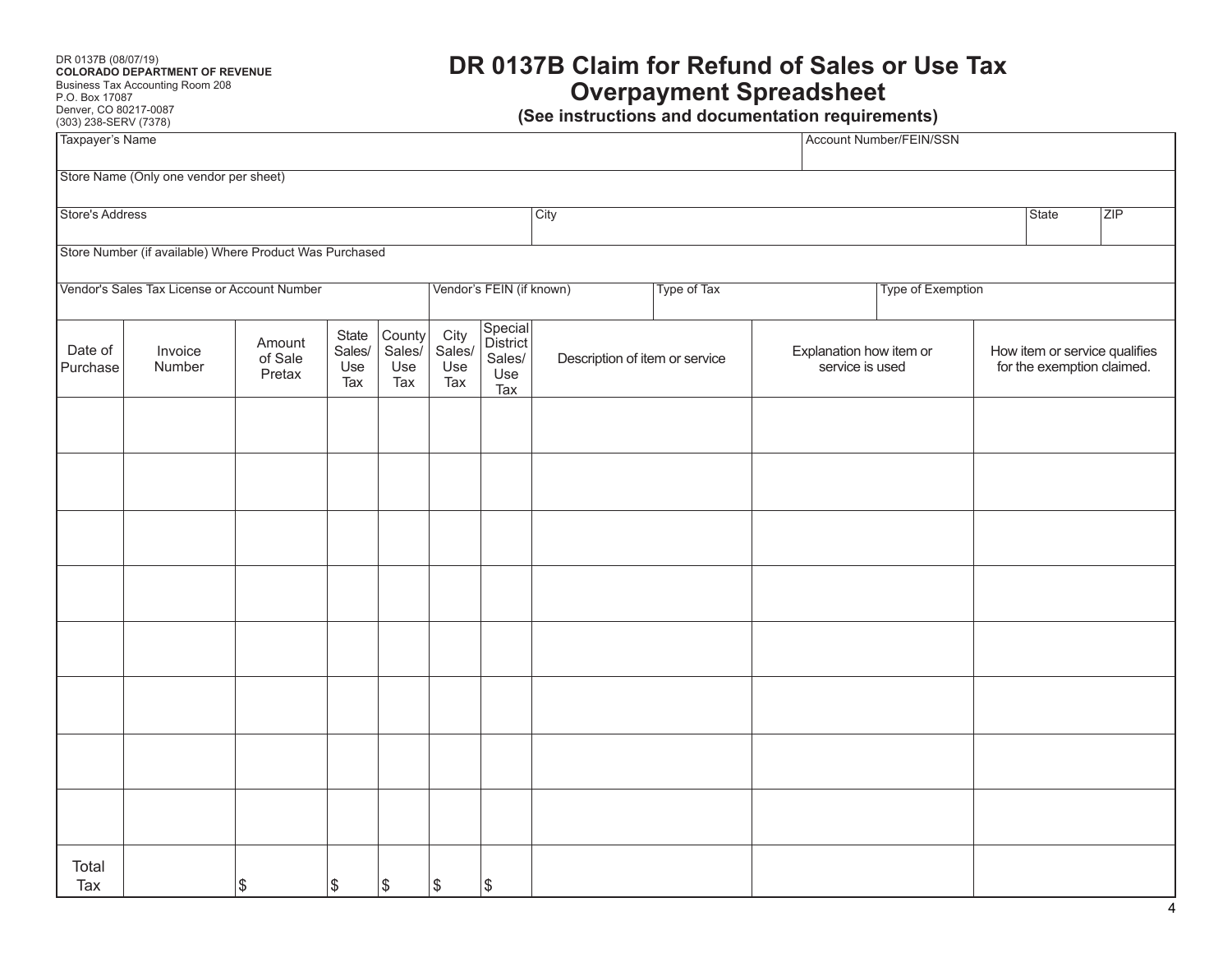DR 0137B (08/07/19)
**COLORADO DEPARTMENT OF REVENUE**
Business Tax Accounting Room 208
P.O. Box 17087
Denver, CO 80217-0087
(303) 238-SERV (7378)

# DR 0137B Claim for Refund of Sales or Use Tax Overpayment Spreadsheet

**(See instructions and documentation requirements)**

| | | | | |
|---|---|---|---|---|
| Taxpayer's Name | | | Account Number/FEIN/SSN | |
| Store Name (Only one vendor per sheet) | | | | |
| Store's Address | City | | State | ZIP |
| Store Number (if available) Where Product Was Purchased | | | | |
| Vendor's Sales Tax License or Account Number | Vendor's FEIN (if known) | Type of Tax | Type of Exemption | |

| Date of Purchase | Invoice Number | Amount of Sale Pretax | State Sales/ Use Tax | County Sales/ Use Tax | City Sales/ Use Tax | Special District Sales/ Use Tax | Description of item or service | Explanation how item or service is used | How item or service qualifies for the exemption claimed. |
|---|---|---|---|---|---|---|---|---|---|
| | | | | | | | | | |
| | | | | | | | | | |
| | | | | | | | | | |
| | | | | | | | | | |
| | | | | | | | | | |
| | | | | | | | | | |
| | | | | | | | | | |
| | | | | | | | | | |
| Total Tax | | $ | $ | $ | $ | $ | | | |